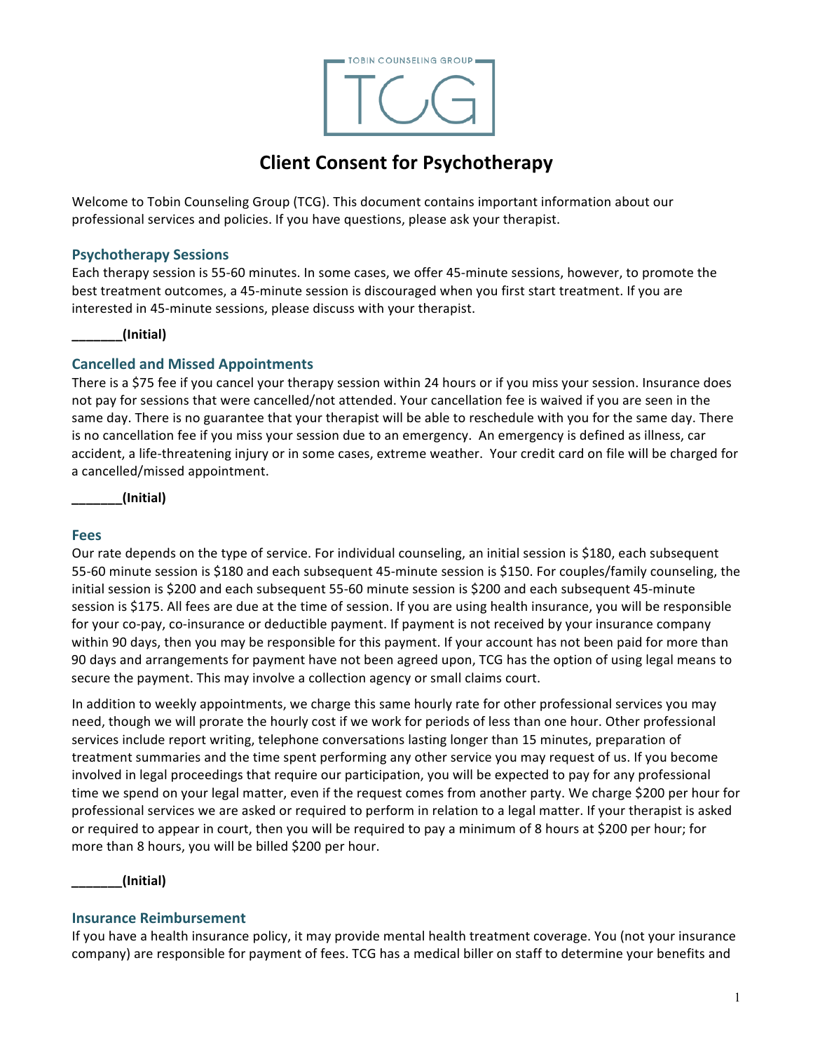TOBIN COUNSELING GROUP

TCG

# Client Consent for Psychotherapy

Welcome to Tobin Counseling Group (TCG). This document contains important information about our professional services and policies. If you have questions, please ask your therapist.

## Psychotherapy Sessions

Each therapy session is 55-60 minutes. In some cases, we offer 45-minute sessions, however, to promote the best treatment outcomes, a 45-minute session is discouraged when you first start treatment. If you are interested in 45-minute sessions, please discuss with your therapist.

**_______(Initial)**

## Cancelled and Missed Appointments

There is a $75 fee if you cancel your therapy session within 24 hours or if you miss your session. Insurance does not pay for sessions that were cancelled/not attended. Your cancellation fee is waived if you are seen in the same day. There is no guarantee that your therapist will be able to reschedule with you for the same day. There is no cancellation fee if you miss your session due to an emergency. An emergency is defined as illness, car accident, a life-threatening injury or in some cases, extreme weather. Your credit card on file will be charged for a cancelled/missed appointment.

**_______(Initial)**

## Fees

Our rate depends on the type of service. For individual counseling, an initial session is $180, each subsequent 55-60 minute session is $180 and each subsequent 45-minute session is $150. For couples/family counseling, the initial session is $200 and each subsequent 55-60 minute session is $200 and each subsequent 45-minute session is $175. All fees are due at the time of session. If you are using health insurance, you will be responsible for your co-pay, co-insurance or deductible payment. If payment is not received by your insurance company within 90 days, then you may be responsible for this payment. If your account has not been paid for more than 90 days and arrangements for payment have not been agreed upon, TCG has the option of using legal means to secure the payment. This may involve a collection agency or small claims court.

In addition to weekly appointments, we charge this same hourly rate for other professional services you may need, though we will prorate the hourly cost if we work for periods of less than one hour. Other professional services include report writing, telephone conversations lasting longer than 15 minutes, preparation of treatment summaries and the time spent performing any other service you may request of us. If you become involved in legal proceedings that require our participation, you will be expected to pay for any professional time we spend on your legal matter, even if the request comes from another party. We charge $200 per hour for professional services we are asked or required to perform in relation to a legal matter. If your therapist is asked or required to appear in court, then you will be required to pay a minimum of 8 hours at $200 per hour; for more than 8 hours, you will be billed $200 per hour.

**_______(Initial)**

## Insurance Reimbursement

If you have a health insurance policy, it may provide mental health treatment coverage. You (not your insurance company) are responsible for payment of fees. TCG has a medical biller on staff to determine your benefits and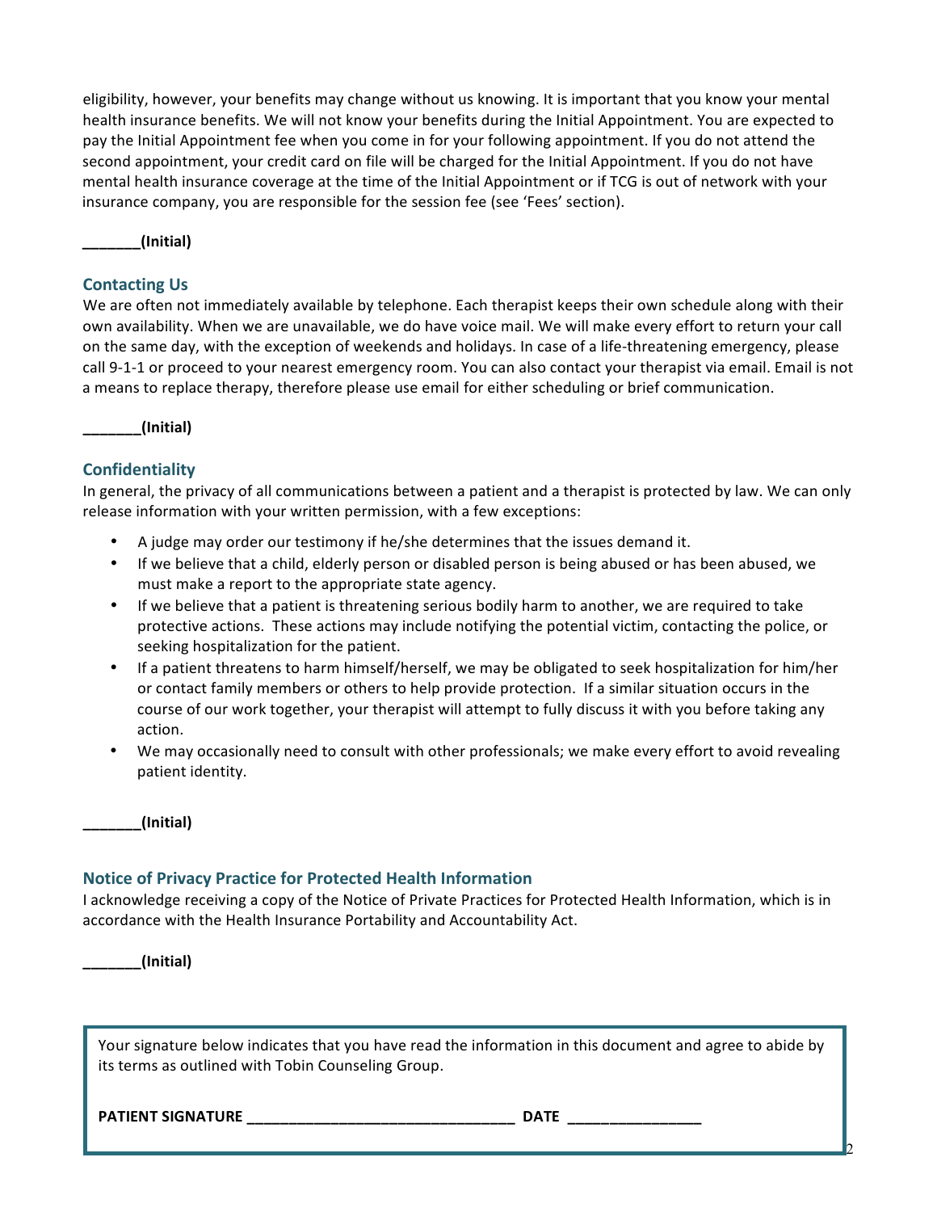eligibility, however, your benefits may change without us knowing. It is important that you know your mental health insurance benefits. We will not know your benefits during the Initial Appointment. You are expected to pay the Initial Appointment fee when you come in for your following appointment. If you do not attend the second appointment, your credit card on file will be charged for the Initial Appointment. If you do not have mental health insurance coverage at the time of the Initial Appointment or if TCG is out of network with your insurance company, you are responsible for the session fee (see 'Fees' section).

**_______(Initial)**

## Contacting Us

We are often not immediately available by telephone. Each therapist keeps their own schedule along with their own availability. When we are unavailable, we do have voice mail. We will make every effort to return your call on the same day, with the exception of weekends and holidays. In case of a life-threatening emergency, please call 9-1-1 or proceed to your nearest emergency room. You can also contact your therapist via email. Email is not a means to replace therapy, therefore please use email for either scheduling or brief communication.

**_______(Initial)**

## Confidentiality

In general, the privacy of all communications between a patient and a therapist is protected by law. We can only release information with your written permission, with a few exceptions:

- A judge may order our testimony if he/she determines that the issues demand it.
- If we believe that a child, elderly person or disabled person is being abused or has been abused, we must make a report to the appropriate state agency.
- If we believe that a patient is threatening serious bodily harm to another, we are required to take protective actions. These actions may include notifying the potential victim, contacting the police, or seeking hospitalization for the patient.
- If a patient threatens to harm himself/herself, we may be obligated to seek hospitalization for him/her or contact family members or others to help provide protection. If a similar situation occurs in the course of our work together, your therapist will attempt to fully discuss it with you before taking any action.
- We may occasionally need to consult with other professionals; we make every effort to avoid revealing patient identity.

**_______(Initial)**

## Notice of Privacy Practice for Protected Health Information

I acknowledge receiving a copy of the Notice of Private Practices for Protected Health Information, which is in accordance with the Health Insurance Portability and Accountability Act.

**_______(Initial)**

Your signature below indicates that you have read the information in this document and agree to abide by its terms as outlined with Tobin Counseling Group.

**PATIENT SIGNATURE _________________________________ DATE ________________**